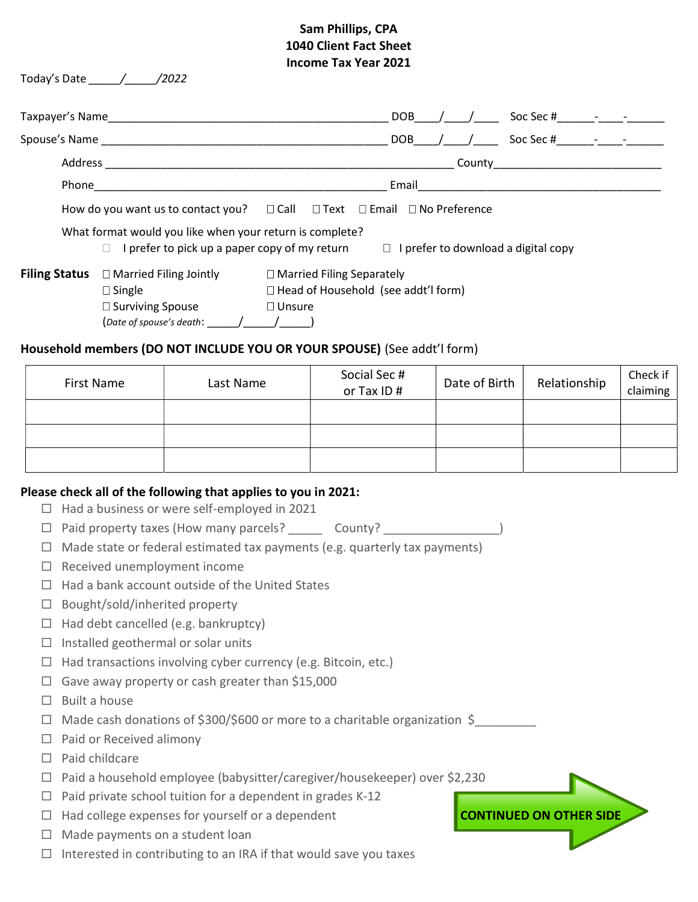# Sam Phillips, CPA
## 1040 Client Fact Sheet
## Income Tax Year 2021

Today's Date _____/_____/2022

Taxpayer's Name_____________________________________________ DOB____/____/____ Soc Sec #______-____-______

Spouse's Name _____________________________________________ DOB____/____/____ Soc Sec #______-____-______

Address _______________________________________________________ County___________________________

Phone______________________________________________ Email________________________________________

How do you want us to contact you? ☐ Call ☐ Text ☐ Email ☐ No Preference

What format would you like when your return is complete?

☐ I prefer to pick up a paper copy of my return ☐ I prefer to download a digital copy

**Filing Status**

- ☐ Married Filing Jointly
- ☐ Married Filing Separately
- ☐ Single
- ☐ Head of Household (see addt'l form)
- ☐ Surviving Spouse
- ☐ Unsure

(*Date of spouse's death*: _____/_____/_____)

**Household members (DO NOT INCLUDE YOU OR YOUR SPOUSE)** (See addt'l form)

| First Name | Last Name | Social Sec # or Tax ID # | Date of Birth | Relationship | Check if claiming |
|---|---|---|---|---|---|
| | | | | | |
| | | | | | |
| | | | | | |

**Please check all of the following that applies to you in 2021:**

- ☐ Had a business or were self-employed in 2021
- ☐ Paid property taxes (How many parcels? _____ County? _________________)
- ☐ Made state or federal estimated tax payments (e.g. quarterly tax payments)
- ☐ Received unemployment income
- ☐ Had a bank account outside of the United States
- ☐ Bought/sold/inherited property
- ☐ Had debt cancelled (e.g. bankruptcy)
- ☐ Installed geothermal or solar units
- ☐ Had transactions involving cyber currency (e.g. Bitcoin, etc.)
- ☐ Gave away property or cash greater than $15,000
- ☐ Built a house
- ☐ Made cash donations of $300/$600 or more to a charitable organization $_________
- ☐ Paid or Received alimony
- ☐ Paid childcare
- ☐ Paid a household employee (babysitter/caregiver/housekeeper) over $2,230
- ☐ Paid private school tuition for a dependent in grades K-12
- ☐ Had college expenses for yourself or a dependent
- ☐ Made payments on a student loan
- ☐ Interested in contributing to an IRA if that would save you taxes

**CONTINUED ON OTHER SIDE**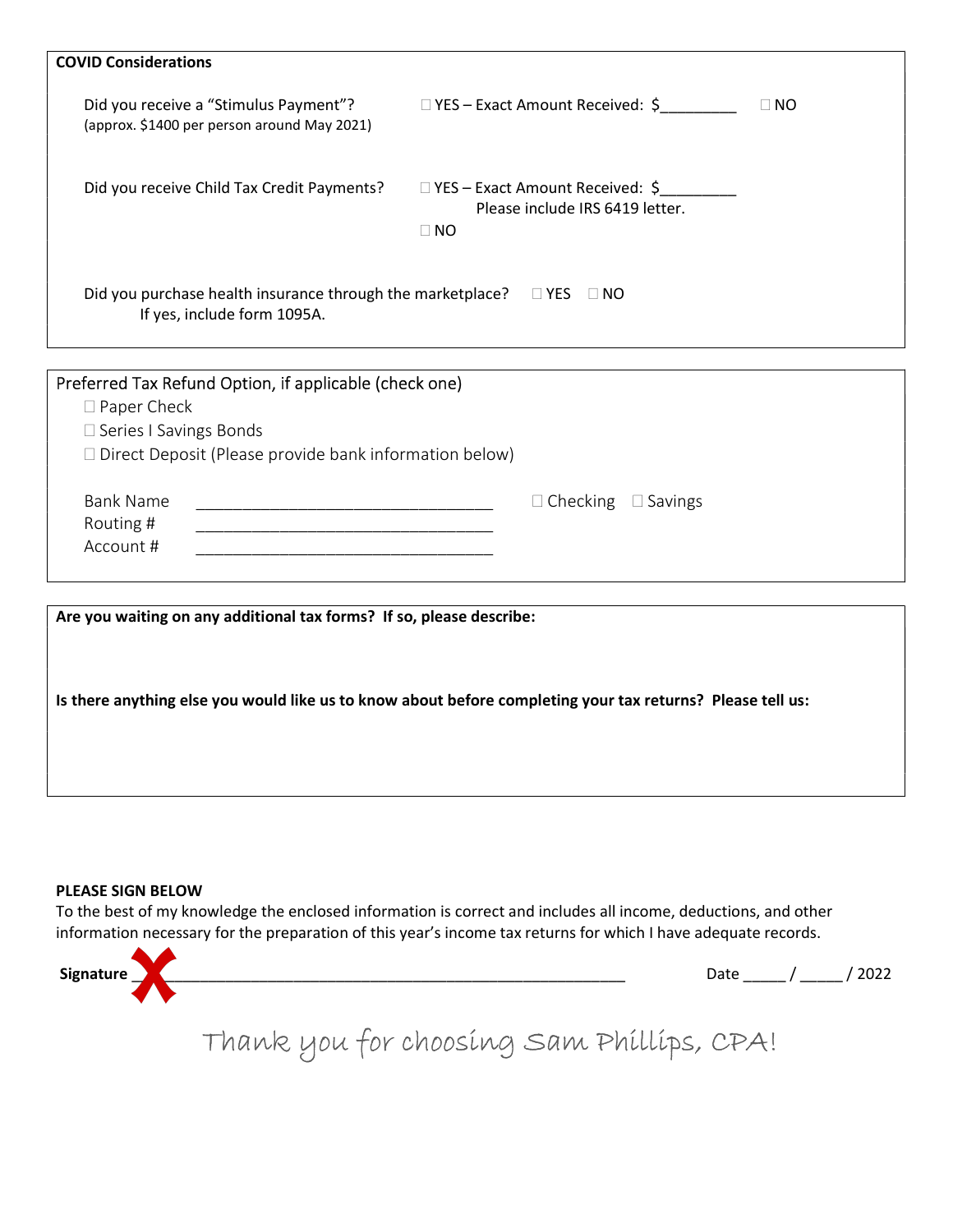**COVID Considerations**

Did you receive a "Stimulus Payment"? ☐ YES – Exact Amount Received: $_________ ☐ NO
(approx. $1400 per person around May 2021)

Did you receive Child Tax Credit Payments? ☐ YES – Exact Amount Received: $_________
Please include IRS 6419 letter.
☐ NO

Did you purchase health insurance through the marketplace? ☐ YES ☐ NO
If yes, include form 1095A.

---

Preferred Tax Refund Option, if applicable (check one)

☐ Paper Check
☐ Series I Savings Bonds
☐ Direct Deposit (Please provide bank information below)

Bank Name _________________________________ ☐ Checking ☐ Savings
Routing # _________________________________
Account # _________________________________

---

**Are you waiting on any additional tax forms? If so, please describe:**

**Is there anything else you would like us to know about before completing your tax returns? Please tell us:**

---

**PLEASE SIGN BELOW**

To the best of my knowledge the enclosed information is correct and includes all income, deductions, and other information necessary for the preparation of this year's income tax returns for which I have adequate records.

**Signature** ✗_______________________________________________________ Date _____ / _____ / 2022

*Thank you for choosing Sam Phillips, CPA!*